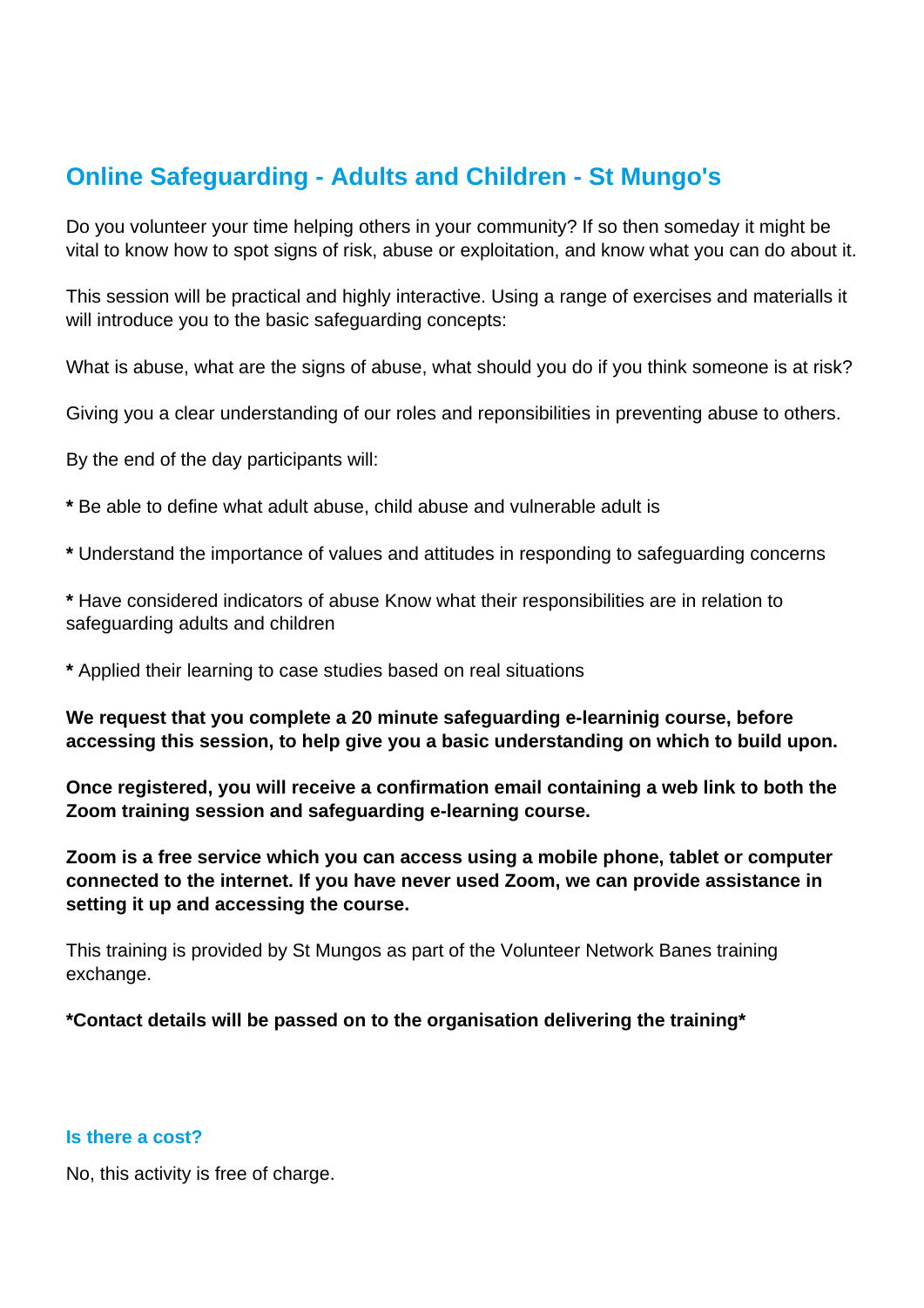# Online Safeguarding - Adults and Children - St Mungo's

Do you volunteer your time helping others in your community? If so then someday it might be vital to know how to spot signs of risk, abuse or exploitation, and know what you can do about it.

This session will be practical and highly interactive. Using a range of exercises and materialls it will introduce you to the basic safeguarding concepts:

What is abuse, what are the signs of abuse, what should you do if you think someone is at risk?

Giving you a clear understanding of our roles and reponsibilities in preventing abuse to others.

By the end of the day participants will:

**\*** Be able to define what adult abuse, child abuse and vulnerable adult is

**\*** Understand the importance of values and attitudes in responding to safeguarding concerns

**\*** Have considered indicators of abuse Know what their responsibilities are in relation to safeguarding adults and children

**\*** Applied their learning to case studies based on real situations

**We request that you complete a 20 minute safeguarding e-learninig course, before accessing this session, to help give you a basic understanding on which to build upon.**

**Once registered, you will receive a confirmation email containing a web link to both the Zoom training session and safeguarding e-learning course.**

**Zoom is a free service which you can access using a mobile phone, tablet or computer connected to the internet. If you have never used Zoom, we can provide assistance in setting it up and accessing the course.**

This training is provided by St Mungos as part of the Volunteer Network Banes training exchange.

**\*Contact details will be passed on to the organisation delivering the training\***

### Is there a cost?

No, this activity is free of charge.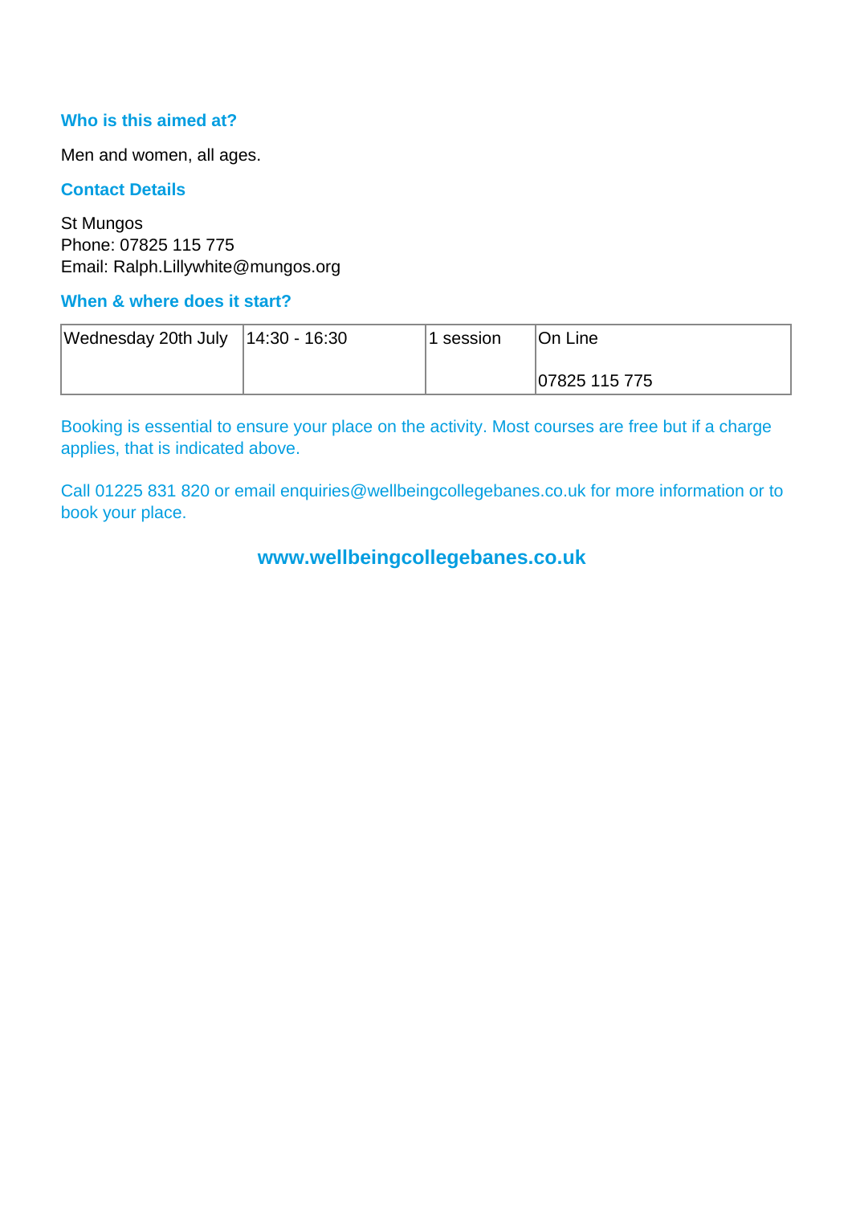### Who is this aimed at?

Men and women, all ages.

### Contact Details

St Mungos
Phone: 07825 115 775
Email: Ralph.Lillywhite@mungos.org

### When & where does it start?

| | | | |
|---|---|---|---|
| Wednesday 20th July | 14:30 - 16:30 | 1 session | On Line<br><br>07825 115 775 |

Booking is essential to ensure your place on the activity. Most courses are free but if a charge applies, that is indicated above.

Call 01225 831 820 or email enquiries@wellbeingcollegebanes.co.uk for more information or to book your place.

**www.wellbeingcollegebanes.co.uk**